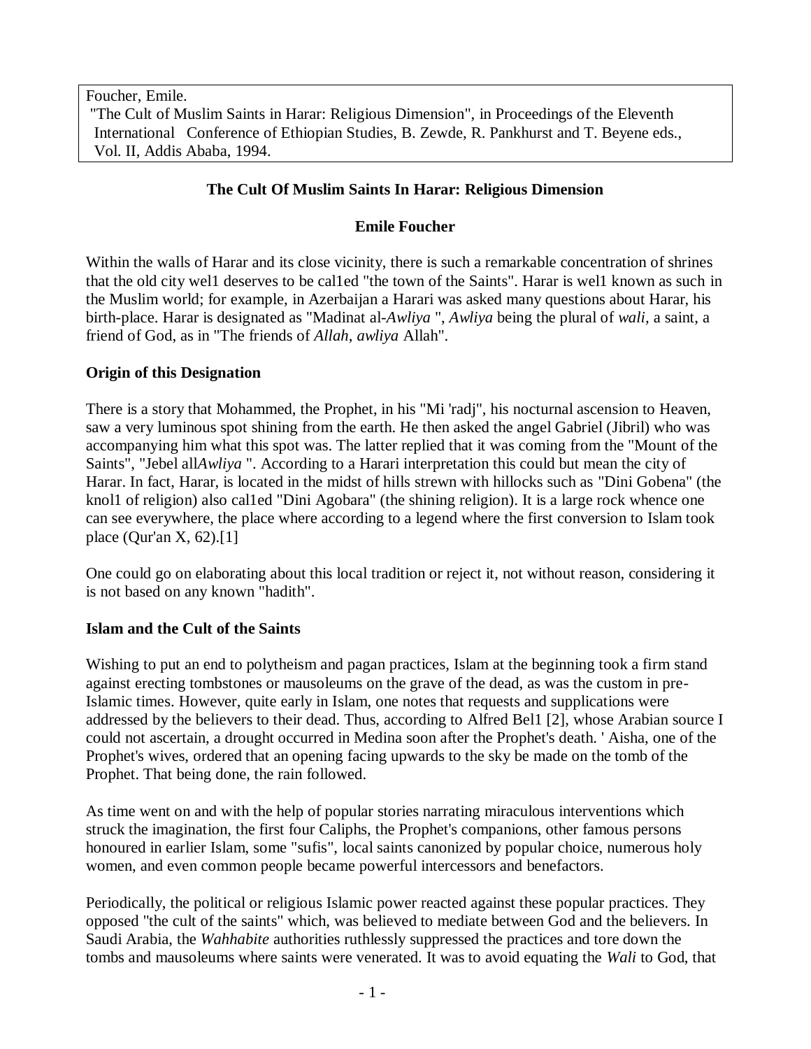Foucher, Emile.
"The Cult of Muslim Saints in Harar: Religious Dimension", in Proceedings of the Eleventh International Conference of Ethiopian Studies, B. Zewde, R. Pankhurst and T. Beyene eds., Vol. II, Addis Ababa, 1994.

# The Cult Of Muslim Saints In Harar: Religious Dimension

**Emile Foucher**

Within the walls of Harar and its close vicinity, there is such a remarkable concentration of shrines that the old city wel1 deserves to be cal1ed "the town of the Saints". Harar is wel1 known as such in the Muslim world; for example, in Azerbaijan a Harari was asked many questions about Harar, his birth-place. Harar is designated as "Madinat al-*Awliya* ", *Awliya* being the plural of *wali*, a saint, a friend of God, as in "The friends of *Allah*, *awliya* Allah".

## Origin of this Designation

There is a story that Mohammed, the Prophet, in his "Mi 'radj", his nocturnal ascension to Heaven, saw a very luminous spot shining from the earth. He then asked the angel Gabriel (Jibril) who was accompanying him what this spot was. The latter replied that it was coming from the "Mount of the Saints", "Jebel all*Awliya* ". According to a Harari interpretation this could but mean the city of Harar. In fact, Harar, is located in the midst of hills strewn with hillocks such as "Dini Gobena" (the knol1 of religion) also cal1ed "Dini Agobara" (the shining religion). It is a large rock whence one can see everywhere, the place where according to a legend where the first conversion to Islam took place (Qur'an X, 62).[1]

One could go on elaborating about this local tradition or reject it, not without reason, considering it is not based on any known "hadith".

## Islam and the Cult of the Saints

Wishing to put an end to polytheism and pagan practices, Islam at the beginning took a firm stand against erecting tombstones or mausoleums on the grave of the dead, as was the custom in pre-Islamic times. However, quite early in Islam, one notes that requests and supplications were addressed by the believers to their dead. Thus, according to Alfred Bel1 [2], whose Arabian source I could not ascertain, a drought occurred in Medina soon after the Prophet's death. ' Aisha, one of the Prophet's wives, ordered that an opening facing upwards to the sky be made on the tomb of the Prophet. That being done, the rain followed.

As time went on and with the help of popular stories narrating miraculous interventions which struck the imagination, the first four Caliphs, the Prophet's companions, other famous persons honoured in earlier Islam, some "sufis", local saints canonized by popular choice, numerous holy women, and even common people became powerful intercessors and benefactors.

Periodically, the political or religious Islamic power reacted against these popular practices. They opposed "the cult of the saints" which, was believed to mediate between God and the believers. In Saudi Arabia, the *Wahhabite* authorities ruthlessly suppressed the practices and tore down the tombs and mausoleums where saints were venerated. It was to avoid equating the *Wali* to God, that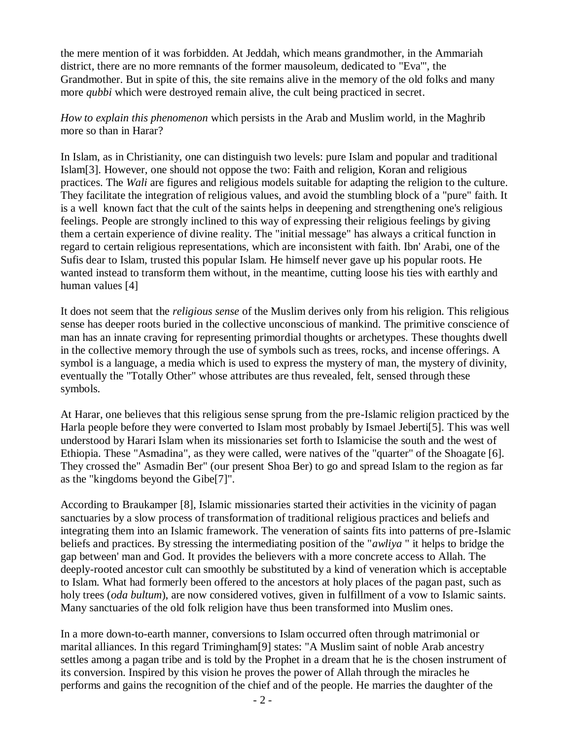the mere mention of it was forbidden. At Jeddah, which means grandmother, in the Ammariah district, there are no more remnants of the former mausoleum, dedicated to "Eva"', the Grandmother. But in spite of this, the site remains alive in the memory of the old folks and many more *qubbi* which were destroyed remain alive, the cult being practiced in secret.

*How to explain this phenomenon* which persists in the Arab and Muslim world, in the Maghrib more so than in Harar?

In Islam, as in Christianity, one can distinguish two levels: pure Islam and popular and traditional Islam[3]. However, one should not oppose the two: Faith and religion, Koran and religious practices. The *Wali* are figures and religious models suitable for adapting the religion to the culture. They facilitate the integration of religious values, and avoid the stumbling block of a "pure" faith. It is a well known fact that the cult of the saints helps in deepening and strengthening one's religious feelings. People are strongly inclined to this way of expressing their religious feelings by giving them a certain experience of divine reality. The "initial message" has always a critical function in regard to certain religious representations, which are inconsistent with faith. Ibn' Arabi, one of the Sufis dear to Islam, trusted this popular Islam. He himself never gave up his popular roots. He wanted instead to transform them without, in the meantime, cutting loose his ties with earthly and human values [4]

It does not seem that the *religious sense* of the Muslim derives only from his religion. This religious sense has deeper roots buried in the collective unconscious of mankind. The primitive conscience of man has an innate craving for representing primordial thoughts or archetypes. These thoughts dwell in the collective memory through the use of symbols such as trees, rocks, and incense offerings. A symbol is a language, a media which is used to express the mystery of man, the mystery of divinity, eventually the "Totally Other" whose attributes are thus revealed, felt, sensed through these symbols.

At Harar, one believes that this religious sense sprung from the pre-Islamic religion practiced by the Harla people before they were converted to Islam most probably by Ismael Jeberti[5]. This was well understood by Harari Islam when its missionaries set forth to Islamicise the south and the west of Ethiopia. These "Asmadina", as they were called, were natives of the "quarter" of the Shoagate [6]. They crossed the" Asmadin Ber" (our present Shoa Ber) to go and spread Islam to the region as far as the "kingdoms beyond the Gibe[7]".

According to Braukamper [8], Islamic missionaries started their activities in the vicinity of pagan sanctuaries by a slow process of transformation of traditional religious practices and beliefs and integrating them into an Islamic framework. The veneration of saints fits into patterns of pre-Islamic beliefs and practices. By stressing the intermediating position of the "*awliya* " it helps to bridge the gap between' man and God. It provides the believers with a more concrete access to Allah. The deeply-rooted ancestor cult can smoothly be substituted by a kind of veneration which is acceptable to Islam. What had formerly been offered to the ancestors at holy places of the pagan past, such as holy trees (*oda bultum*), are now considered votives, given in fulfillment of a vow to Islamic saints. Many sanctuaries of the old folk religion have thus been transformed into Muslim ones.

In a more down-to-earth manner, conversions to Islam occurred often through matrimonial or marital alliances. In this regard Trimingham[9] states: "A Muslim saint of noble Arab ancestry settles among a pagan tribe and is told by the Prophet in a dream that he is the chosen instrument of its conversion. Inspired by this vision he proves the power of Allah through the miracles he performs and gains the recognition of the chief and of the people. He marries the daughter of the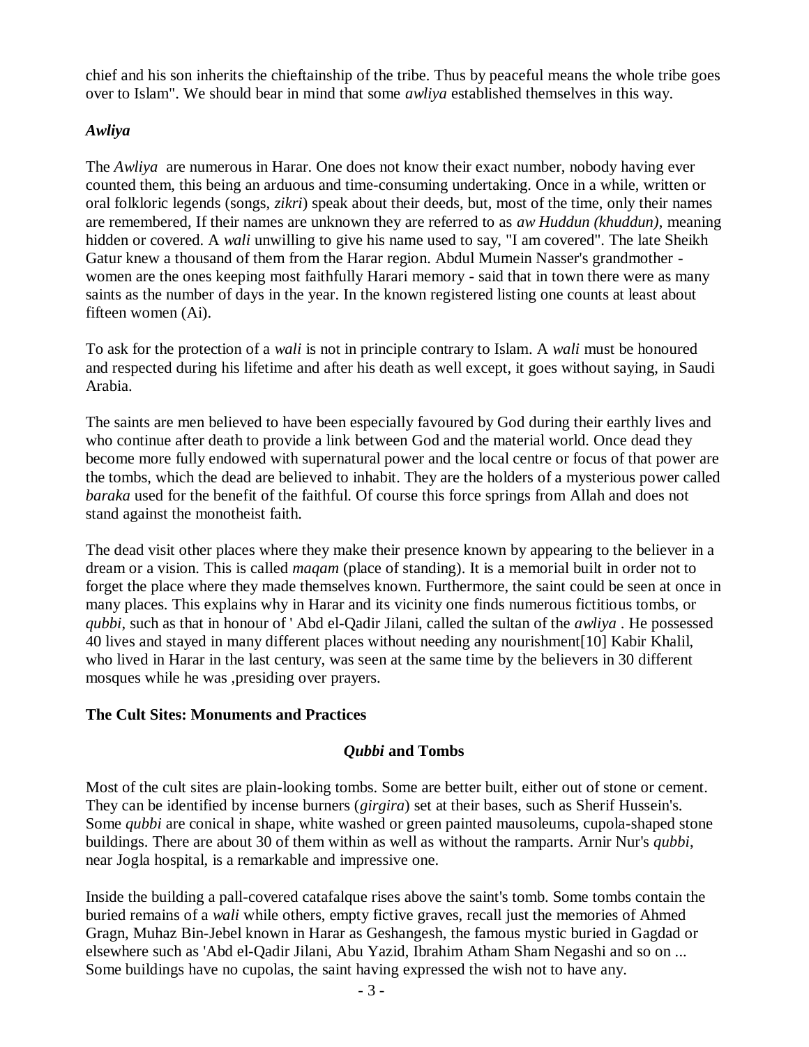chief and his son inherits the chieftainship of the tribe. Thus by peaceful means the whole tribe goes over to Islam". We should bear in mind that some *awliya* established themselves in this way.

### *Awliya*

The *Awliya* are numerous in Harar. One does not know their exact number, nobody having ever counted them, this being an arduous and time-consuming undertaking. Once in a while, written or oral folkloric legends (songs, *zikri*) speak about their deeds, but, most of the time, only their names are remembered, If their names are unknown they are referred to as *aw Huddun (khuddun)*, meaning hidden or covered. A *wali* unwilling to give his name used to say, "I am covered". The late Sheikh Gatur knew a thousand of them from the Harar region. Abdul Mumein Nasser's grandmother - women are the ones keeping most faithfully Harari memory - said that in town there were as many saints as the number of days in the year. In the known registered listing one counts at least about fifteen women (Ai).

To ask for the protection of a *wali* is not in principle contrary to Islam. A *wali* must be honoured and respected during his lifetime and after his death as well except, it goes without saying, in Saudi Arabia.

The saints are men believed to have been especially favoured by God during their earthly lives and who continue after death to provide a link between God and the material world. Once dead they become more fully endowed with supernatural power and the local centre or focus of that power are the tombs, which the dead are believed to inhabit. They are the holders of a mysterious power called *baraka* used for the benefit of the faithful. Of course this force springs from Allah and does not stand against the monotheist faith.

The dead visit other places where they make their presence known by appearing to the believer in a dream or a vision. This is called *maqam* (place of standing). It is a memorial built in order not to forget the place where they made themselves known. Furthermore, the saint could be seen at once in many places. This explains why in Harar and its vicinity one finds numerous fictitious tombs, or *qubbi*, such as that in honour of ' Abd el-Qadir Jilani, called the sultan of the *awliya* . He possessed 40 lives and stayed in many different places without needing any nourishment[10] Kabir Khalil, who lived in Harar in the last century, was seen at the same time by the believers in 30 different mosques while he was ,presiding over prayers.

## The Cult Sites: Monuments and Practices

### *Qubbi* and Tombs

Most of the cult sites are plain-looking tombs. Some are better built, either out of stone or cement. They can be identified by incense burners (*girgira*) set at their bases, such as Sherif Hussein's. Some *qubbi* are conical in shape, white washed or green painted mausoleums, cupola-shaped stone buildings. There are about 30 of them within as well as without the ramparts. Arnir Nur's *qubbi*, near Jogla hospital, is a remarkable and impressive one.

Inside the building a pall-covered catafalque rises above the saint's tomb. Some tombs contain the buried remains of a *wali* while others, empty fictive graves, recall just the memories of Ahmed Gragn, Muhaz Bin-Jebel known in Harar as Geshangesh, the famous mystic buried in Gagdad or elsewhere such as 'Abd el-Qadir Jilani, Abu Yazid, Ibrahim Atham Sham Negashi and so on ... Some buildings have no cupolas, the saint having expressed the wish not to have any.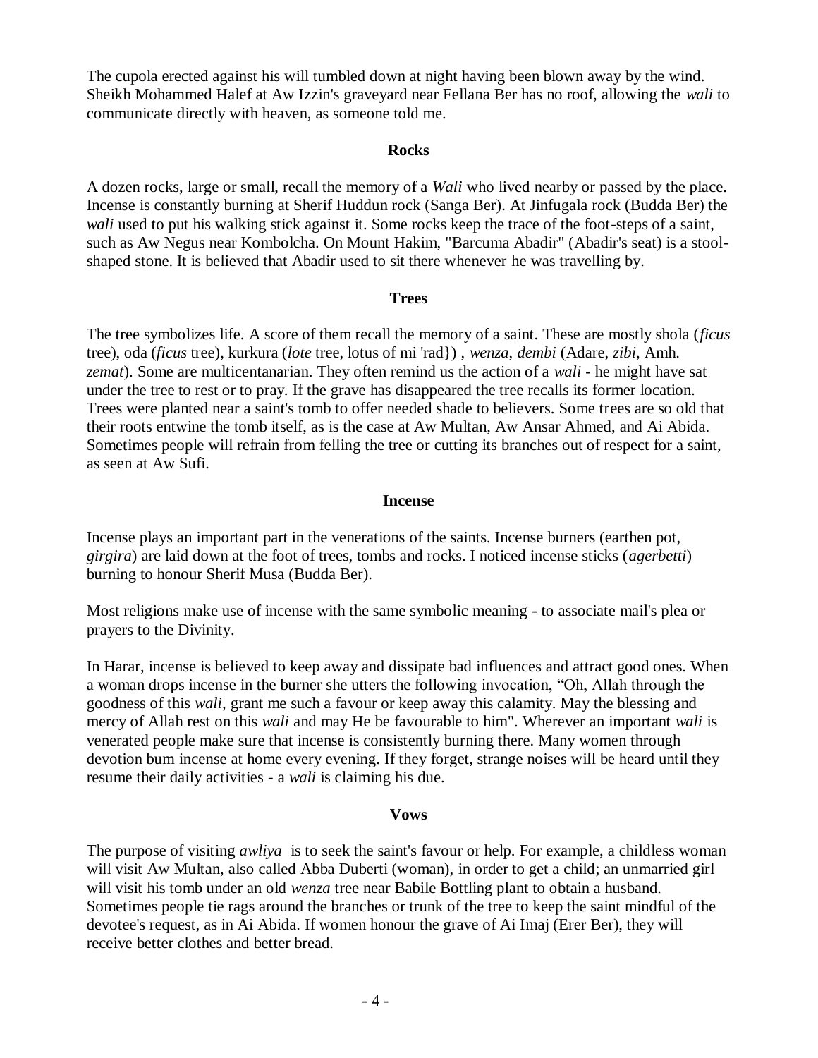The cupola erected against his will tumbled down at night having been blown away by the wind. Sheikh Mohammed Halef at Aw Izzin's graveyard near Fellana Ber has no roof, allowing the *wali* to communicate directly with heaven, as someone told me.

### Rocks

A dozen rocks, large or small, recall the memory of a *Wali* who lived nearby or passed by the place. Incense is constantly burning at Sherif Huddun rock (Sanga Ber). At Jinfugala rock (Budda Ber) the *wali* used to put his walking stick against it. Some rocks keep the trace of the foot-steps of a saint, such as Aw Negus near Kombolcha. On Mount Hakim, "Barcuma Abadir" (Abadir's seat) is a stool-shaped stone. It is believed that Abadir used to sit there whenever he was travelling by.

### Trees

The tree symbolizes life. A score of them recall the memory of a saint. These are mostly shola (*ficus* tree), oda (*ficus* tree), kurkura (*lote* tree, lotus of mi 'rad}) , *wenza*, *dembi* (Adare, *zibi*, Amh. *zemat*). Some are multicentanarian. They often remind us the action of a *wali* - he might have sat under the tree to rest or to pray. If the grave has disappeared the tree recalls its former location. Trees were planted near a saint's tomb to offer needed shade to believers. Some trees are so old that their roots entwine the tomb itself, as is the case at Aw Multan, Aw Ansar Ahmed, and Ai Abida. Sometimes people will refrain from felling the tree or cutting its branches out of respect for a saint, as seen at Aw Sufi.

### Incense

Incense plays an important part in the venerations of the saints. Incense burners (earthen pot, *girgira*) are laid down at the foot of trees, tombs and rocks. I noticed incense sticks (*agerbetti*) burning to honour Sherif Musa (Budda Ber).

Most religions make use of incense with the same symbolic meaning - to associate mail's plea or prayers to the Divinity.

In Harar, incense is believed to keep away and dissipate bad influences and attract good ones. When a woman drops incense in the burner she utters the following invocation, "Oh, Allah through the goodness of this *wali*, grant me such a favour or keep away this calamity. May the blessing and mercy of Allah rest on this *wali* and may He be favourable to him". Wherever an important *wali* is venerated people make sure that incense is consistently burning there. Many women through devotion bum incense at home every evening. If they forget, strange noises will be heard until they resume their daily activities - a *wali* is claiming his due.

### Vows

The purpose of visiting *awliya* is to seek the saint's favour or help. For example, a childless woman will visit Aw Multan, also called Abba Duberti (woman), in order to get a child; an unmarried girl will visit his tomb under an old *wenza* tree near Babile Bottling plant to obtain a husband. Sometimes people tie rags around the branches or trunk of the tree to keep the saint mindful of the devotee's request, as in Ai Abida. If women honour the grave of Ai Imaj (Erer Ber), they will receive better clothes and better bread.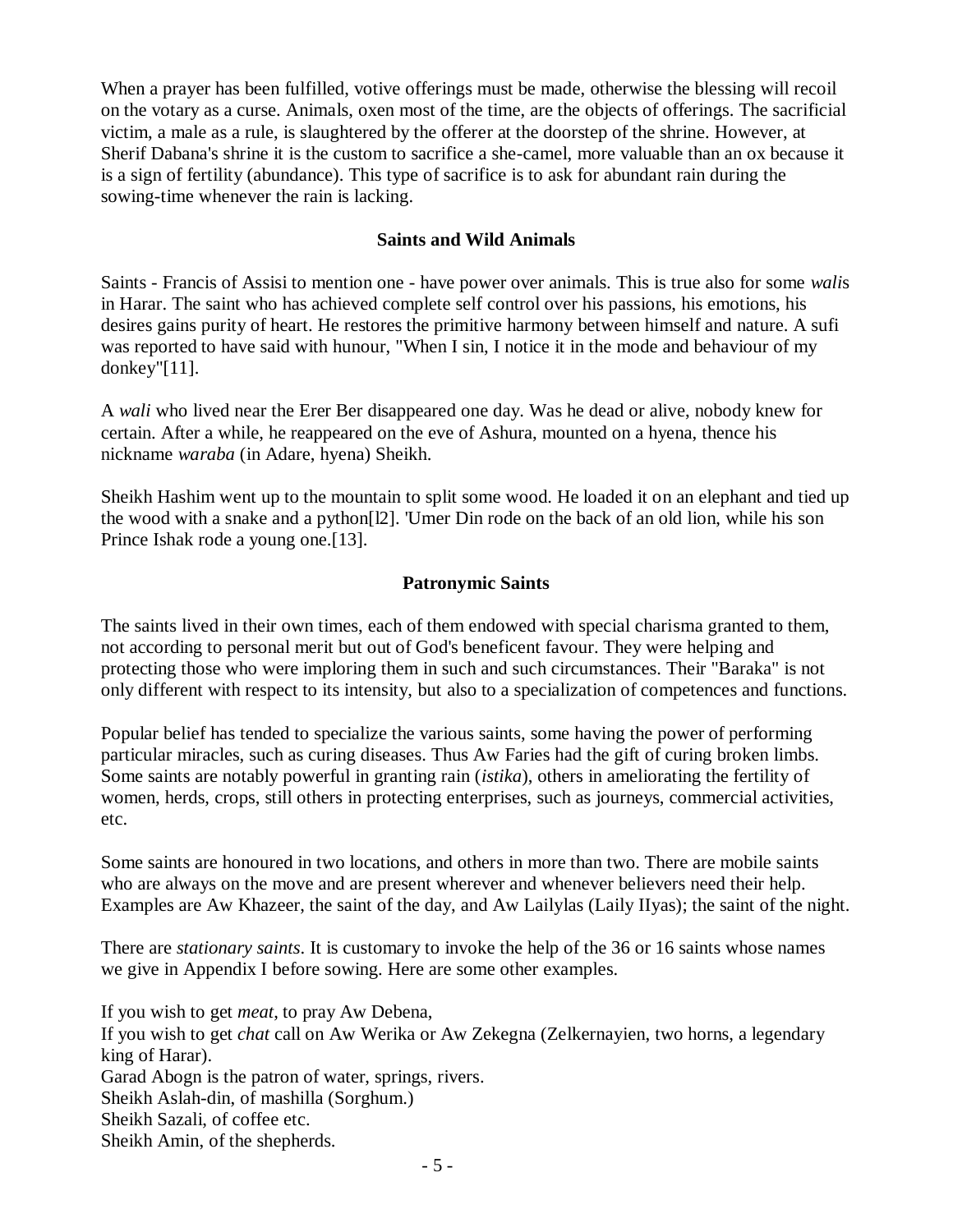When a prayer has been fulfilled, votive offerings must be made, otherwise the blessing will recoil on the votary as a curse. Animals, oxen most of the time, are the objects of offerings. The sacrificial victim, a male as a rule, is slaughtered by the offerer at the doorstep of the shrine. However, at Sherif Dabana's shrine it is the custom to sacrifice a she-camel, more valuable than an ox because it is a sign of fertility (abundance). This type of sacrifice is to ask for abundant rain during the sowing-time whenever the rain is lacking.

### Saints and Wild Animals

Saints - Francis of Assisi to mention one - have power over animals. This is true also for some *wali*s in Harar. The saint who has achieved complete self control over his passions, his emotions, his desires gains purity of heart. He restores the primitive harmony between himself and nature. A sufi was reported to have said with hunour, "When I sin, I notice it in the mode and behaviour of my donkey"[11].

A *wali* who lived near the Erer Ber disappeared one day. Was he dead or alive, nobody knew for certain. After a while, he reappeared on the eve of Ashura, mounted on a hyena, thence his nickname *waraba* (in Adare, hyena) Sheikh.

Sheikh Hashim went up to the mountain to split some wood. He loaded it on an elephant and tied up the wood with a snake and a python[l2]. 'Umer Din rode on the back of an old lion, while his son Prince Ishak rode a young one.[13].

### Patronymic Saints

The saints lived in their own times, each of them endowed with special charisma granted to them, not according to personal merit but out of God's beneficent favour. They were helping and protecting those who were imploring them in such and such circumstances. Their "Baraka" is not only different with respect to its intensity, but also to a specialization of competences and functions.

Popular belief has tended to specialize the various saints, some having the power of performing particular miracles, such as curing diseases. Thus Aw Faries had the gift of curing broken limbs. Some saints are notably powerful in granting rain (*istika*), others in ameliorating the fertility of women, herds, crops, still others in protecting enterprises, such as journeys, commercial activities, etc.

Some saints are honoured in two locations, and others in more than two. There are mobile saints who are always on the move and are present wherever and whenever believers need their help. Examples are Aw Khazeer, the saint of the day, and Aw Lailylas (Laily IIyas); the saint of the night.

There are *stationary saints*. It is customary to invoke the help of the 36 or 16 saints whose names we give in Appendix I before sowing. Here are some other examples.

If you wish to get *meat*, to pray Aw Debena,
If you wish to get *chat* call on Aw Werika or Aw Zekegna (Zelkernayien, two horns, a legendary king of Harar).
Garad Abogn is the patron of water, springs, rivers.
Sheikh Aslah-din, of mashilla (Sorghum.)
Sheikh Sazali, of coffee etc.
Sheikh Amin, of the shepherds.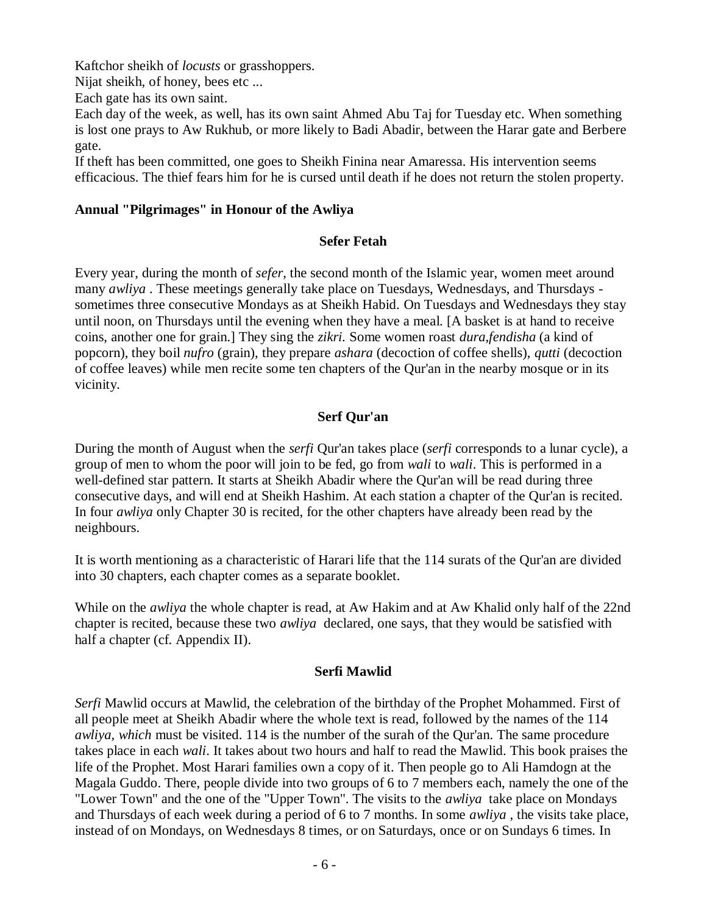Kaftchor sheikh of *locusts* or grasshoppers.
Nijat sheikh, of honey, bees etc ...
Each gate has its own saint.
Each day of the week, as well, has its own saint Ahmed Abu Taj for Tuesday etc. When something is lost one prays to Aw Rukhub, or more likely to Badi Abadir, between the Harar gate and Berbere gate.
If theft has been committed, one goes to Sheikh Finina near Amaressa. His intervention seems efficacious. The thief fears him for he is cursed until death if he does not return the stolen property.

## Annual "Pilgrimages" in Honour of the Awliya

### Sefer Fetah

Every year, during the month of *sefer*, the second month of the Islamic year, women meet around many *awliya* . These meetings generally take place on Tuesdays, Wednesdays, and Thursdays - sometimes three consecutive Mondays as at Sheikh Habid. On Tuesdays and Wednesdays they stay until noon, on Thursdays until the evening when they have a meal. [A basket is at hand to receive coins, another one for grain.] They sing the *zikri*. Some women roast *dura*,*fendisha* (a kind of popcorn), they boil *nufro* (grain), they prepare *ashara* (decoction of coffee shells), *qutti* (decoction of coffee leaves) while men recite some ten chapters of the Qur'an in the nearby mosque or in its vicinity.

### Serf Qur'an

During the month of August when the *serfi* Qur'an takes place (*serfi* corresponds to a lunar cycle), a group of men to whom the poor will join to be fed, go from *wali* to *wali*. This is performed in a well-defined star pattern. It starts at Sheikh Abadir where the Qur'an will be read during three consecutive days, and will end at Sheikh Hashim. At each station a chapter of the Qur'an is recited. In four *awliya* only Chapter 30 is recited, for the other chapters have already been read by the neighbours.

It is worth mentioning as a characteristic of Harari life that the 114 surats of the Qur'an are divided into 30 chapters, each chapter comes as a separate booklet.

While on the *awliya* the whole chapter is read, at Aw Hakim and at Aw Khalid only half of the 22nd chapter is recited, because these two *awliya* declared, one says, that they would be satisfied with half a chapter (cf. Appendix II).

### Serfi Mawlid

*Serfi* Mawlid occurs at Mawlid, the celebration of the birthday of the Prophet Mohammed. First of all people meet at Sheikh Abadir where the whole text is read, followed by the names of the 114 *awliya, which* must be visited. 114 is the number of the surah of the Qur'an. The same procedure takes place in each *wali*. It takes about two hours and half to read the Mawlid. This book praises the life of the Prophet. Most Harari families own a copy of it. Then people go to Ali Hamdogn at the Magala Guddo. There, people divide into two groups of 6 to 7 members each, namely the one of the "Lower Town" and the one of the "Upper Town". The visits to the *awliya* take place on Mondays and Thursdays of each week during a period of 6 to 7 months. In some *awliya* , the visits take place, instead of on Mondays, on Wednesdays 8 times, or on Saturdays, once or on Sundays 6 times. In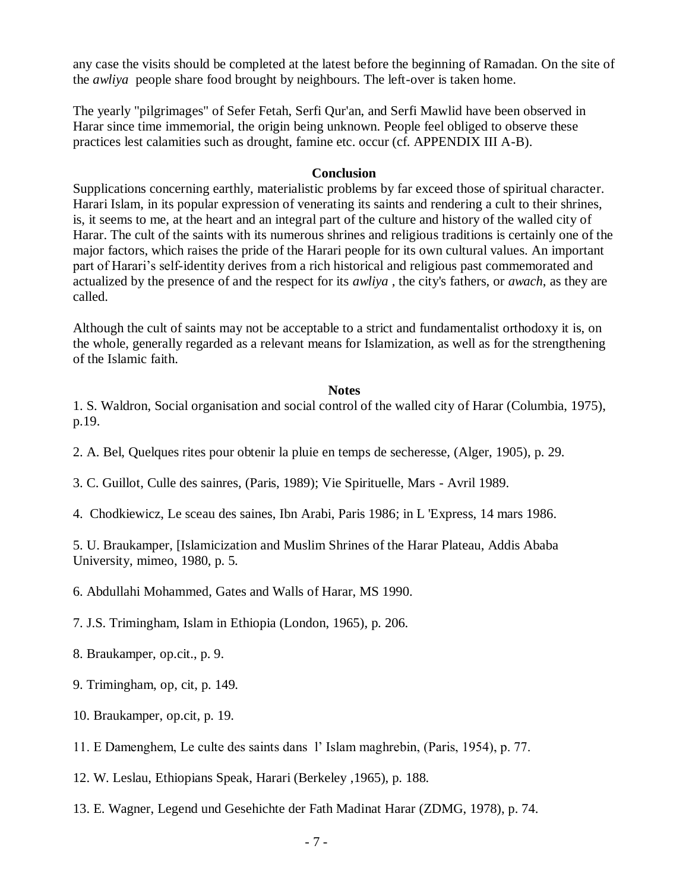any case the visits should be completed at the latest before the beginning of Ramadan. On the site of the *awliya* people share food brought by neighbours. The left-over is taken home.

The yearly "pilgrimages" of Sefer Fetah, Serfi Qur'an, and Serfi Mawlid have been observed in Harar since time immemorial, the origin being unknown. People feel obliged to observe these practices lest calamities such as drought, famine etc. occur (cf. APPENDIX III A-B).

**Conclusion**

Supplications concerning earthly, materialistic problems by far exceed those of spiritual character. Harari Islam, in its popular expression of venerating its saints and rendering a cult to their shrines, is, it seems to me, at the heart and an integral part of the culture and history of the walled city of Harar. The cult of the saints with its numerous shrines and religious traditions is certainly one of the major factors, which raises the pride of the Harari people for its own cultural values. An important part of Harari's self-identity derives from a rich historical and religious past commemorated and actualized by the presence of and the respect for its *awliya* , the city's fathers, or *awach*, as they are called.

Although the cult of saints may not be acceptable to a strict and fundamentalist orthodoxy it is, on the whole, generally regarded as a relevant means for Islamization, as well as for the strengthening of the Islamic faith.

**Notes**

1. S. Waldron, Social organisation and social control of the walled city of Harar (Columbia, 1975), p.19.

2. A. Bel, Quelques rites pour obtenir la pluie en temps de secheresse, (Alger, 1905), p. 29.

3. C. Guillot, Culle des sainres, (Paris, 1989); Vie Spirituelle, Mars - Avril 1989.

4. Chodkiewicz, Le sceau des saines, Ibn Arabi, Paris 1986; in L 'Express, 14 mars 1986.

5. U. Braukamper, [Islamicization and Muslim Shrines of the Harar Plateau, Addis Ababa University, mimeo, 1980, p. 5.

6. Abdullahi Mohammed, Gates and Walls of Harar, MS 1990.

7. J.S. Trimingham, Islam in Ethiopia (London, 1965), p. 206.

8. Braukamper, op.cit., p. 9.

9. Trimingham, op, cit, p. 149.

10. Braukamper, op.cit, p. 19.

11. E Damenghem, Le culte des saints dans l' Islam maghrebin, (Paris, 1954), p. 77.

12. W. Leslau, Ethiopians Speak, Harari (Berkeley ,1965), p. 188.

13. E. Wagner, Legend und Gesehichte der Fath Madinat Harar (ZDMG, 1978), p. 74.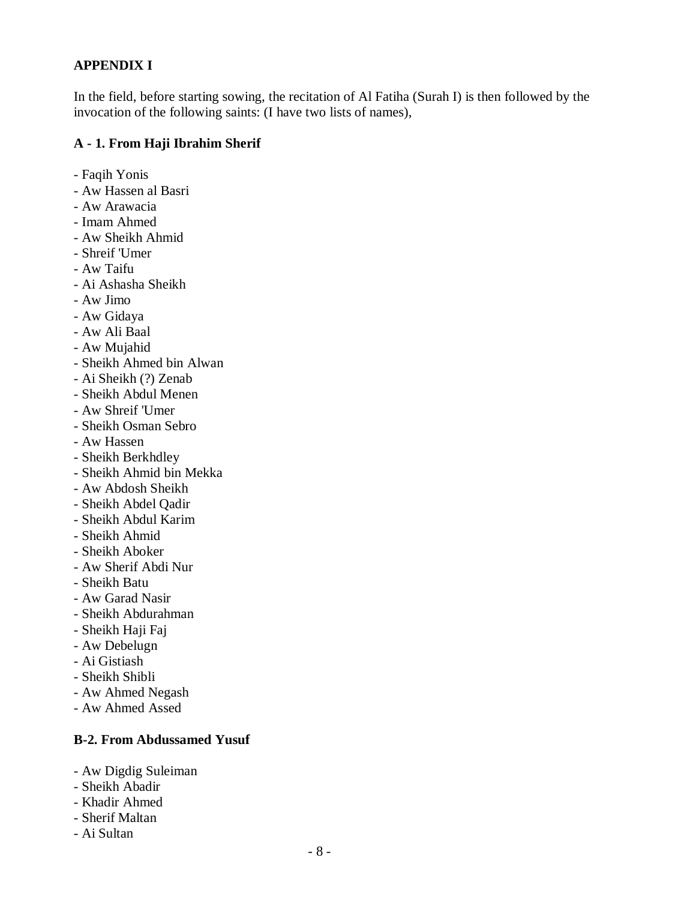## APPENDIX I

In the field, before starting sowing, the recitation of Al Fatiha (Surah I) is then followed by the invocation of the following saints: (I have two lists of names),

### A - 1. From Haji Ibrahim Sherif

- Faqih Yonis
- Aw Hassen al Basri
- Aw Arawacia
- Imam Ahmed
- Aw Sheikh Ahmid
- Shreif 'Umer
- Aw Taifu
- Ai Ashasha Sheikh
- Aw Jimo
- Aw Gidaya
- Aw Ali Baal
- Aw Mujahid
- Sheikh Ahmed bin Alwan
- Ai Sheikh (?) Zenab
- Sheikh Abdul Menen
- Aw Shreif 'Umer
- Sheikh Osman Sebro
- Aw Hassen
- Sheikh Berkhdley
- Sheikh Ahmid bin Mekka
- Aw Abdosh Sheikh
- Sheikh Abdel Qadir
- Sheikh Abdul Karim
- Sheikh Ahmid
- Sheikh Aboker
- Aw Sherif Abdi Nur
- Sheikh Batu
- Aw Garad Nasir
- Sheikh Abdurahman
- Sheikh Haji Faj
- Aw Debelugn
- Ai Gistiash
- Sheikh Shibli
- Aw Ahmed Negash
- Aw Ahmed Assed

### B-2. From Abdussamed Yusuf

- Aw Digdig Suleiman
- Sheikh Abadir
- Khadir Ahmed
- Sherif Maltan
- Ai Sultan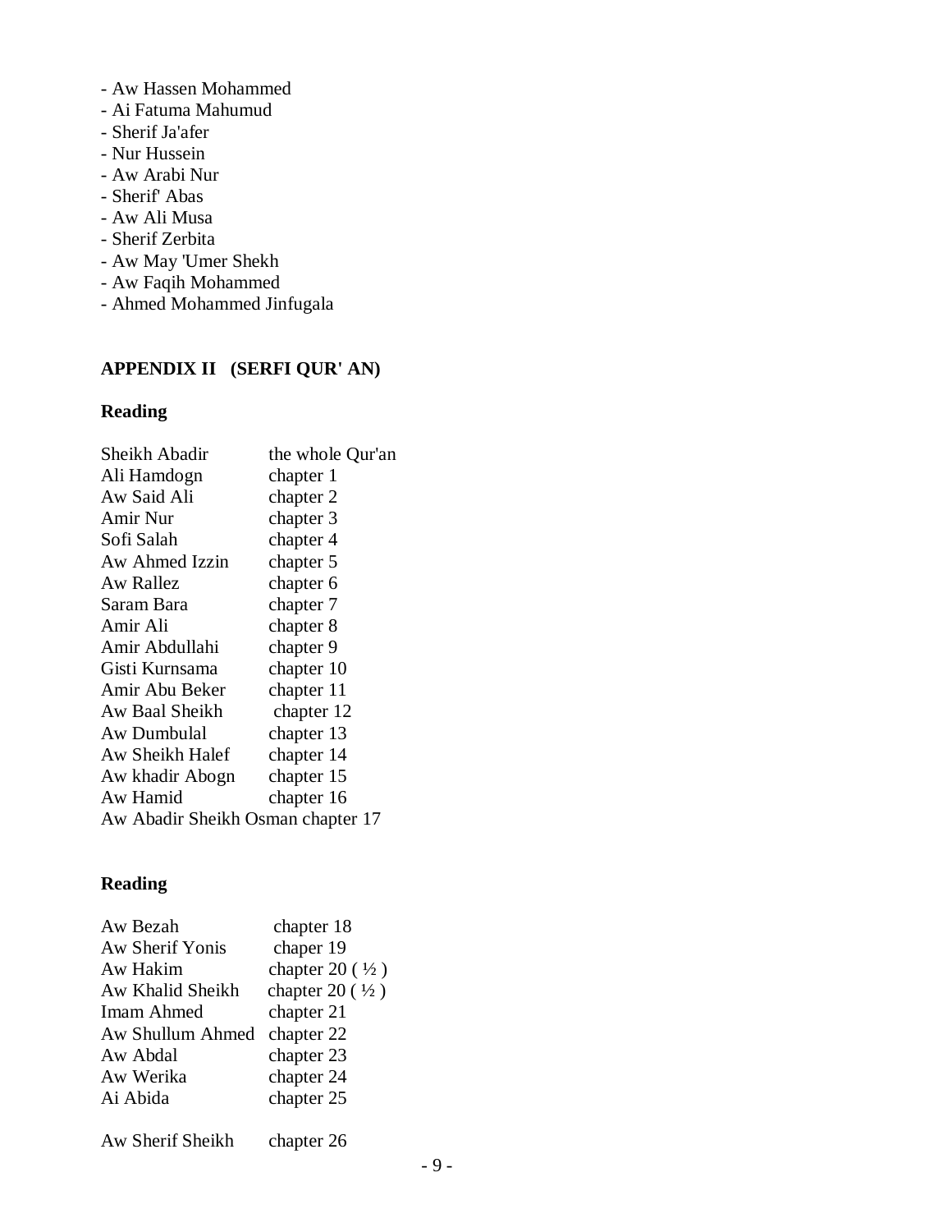- Aw Hassen Mohammed
- Ai Fatuma Mahumud
- Sherif Ja'afer
- Nur Hussein
- Aw Arabi Nur
- Sherif' Abas
- Aw Ali Musa
- Sherif Zerbita
- Aw May 'Umer Shekh
- Aw Faqih Mohammed
- Ahmed Mohammed Jinfugala

## APPENDIX II (SERFI QUR' AN)

### Reading

| | |
|---|---|
| Sheikh Abadir | the whole Qur'an |
| Ali Hamdogn | chapter 1 |
| Aw Said Ali | chapter 2 |
| Amir Nur | chapter 3 |
| Sofi Salah | chapter 4 |
| Aw Ahmed Izzin | chapter 5 |
| Aw Rallez | chapter 6 |
| Saram Bara | chapter 7 |
| Amir Ali | chapter 8 |
| Amir Abdullahi | chapter 9 |
| Gisti Kurnsama | chapter 10 |
| Amir Abu Beker | chapter 11 |
| Aw Baal Sheikh | chapter 12 |
| Aw Dumbulal | chapter 13 |
| Aw Sheikh Halef | chapter 14 |
| Aw khadir Abogn | chapter 15 |
| Aw Hamid | chapter 16 |
| Aw Abadir Sheikh Osman | chapter 17 |

### Reading

| | |
|---|---|
| Aw Bezah | chapter 18 |
| Aw Sherif Yonis | chaper 19 |
| Aw Hakim | chapter 20 ( ½ ) |
| Aw Khalid Sheikh | chapter 20 ( ½ ) |
| Imam Ahmed | chapter 21 |
| Aw Shullum Ahmed | chapter 22 |
| Aw Abdal | chapter 23 |
| Aw Werika | chapter 24 |
| Ai Abida | chapter 25 |
| Aw Sherif Sheikh | chapter 26 |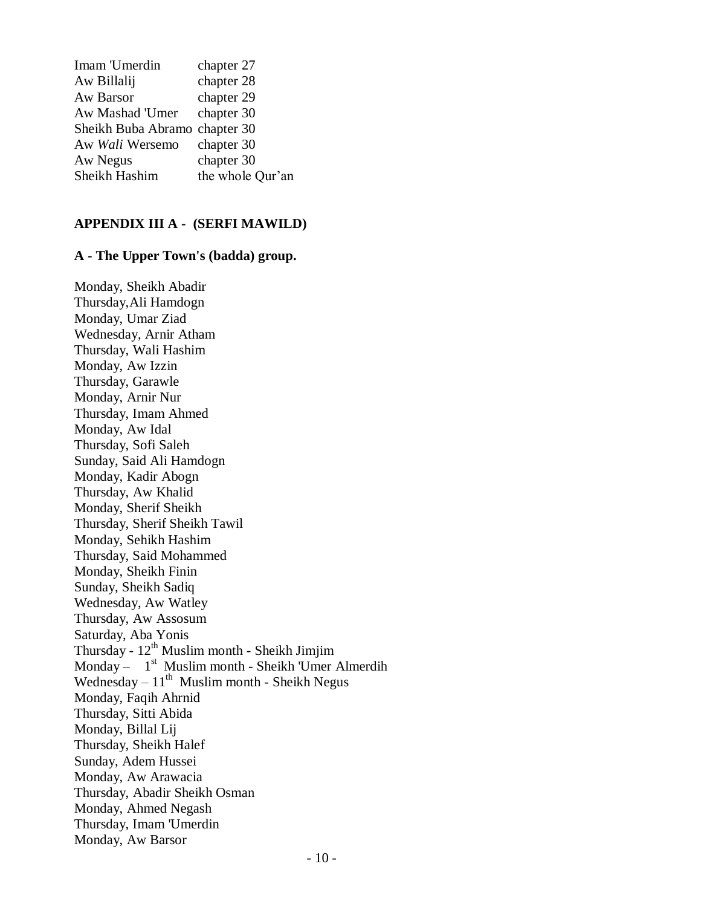| | |
|---|---|
| Imam 'Umerdin | chapter 27 |
| Aw Billalij | chapter 28 |
| Aw Barsor | chapter 29 |
| Aw Mashad 'Umer | chapter 30 |
| Sheikh Buba Abramo | chapter 30 |
| Aw *Wali* Wersemo | chapter 30 |
| Aw Negus | chapter 30 |
| Sheikh Hashim | the whole Qur'an |

## APPENDIX III A - (SERFI MAWILD)

### A - The Upper Town's (badda) group.

Monday, Sheikh Abadir
Thursday,Ali Hamdogn
Monday, Umar Ziad
Wednesday, Arnir Atham
Thursday, Wali Hashim
Monday, Aw Izzin
Thursday, Garawle
Monday, Arnir Nur
Thursday, Imam Ahmed
Monday, Aw Idal
Thursday, Sofi Saleh
Sunday, Said Ali Hamdogn
Monday, Kadir Abogn
Thursday, Aw Khalid
Monday, Sherif Sheikh
Thursday, Sherif Sheikh Tawil
Monday, Sehikh Hashim
Thursday, Said Mohammed
Monday, Sheikh Finin
Sunday, Sheikh Sadiq
Wednesday, Aw Watley
Thursday, Aw Assosum
Saturday, Aba Yonis
Thursday - 12th Muslim month - Sheikh Jimjim
Monday – 1st Muslim month - Sheikh 'Umer Almerdih
Wednesday – 11th Muslim month - Sheikh Negus
Monday, Faqih Ahrnid
Thursday, Sitti Abida
Monday, Billal Lij
Thursday, Sheikh Halef
Sunday, Adem Hussei
Monday, Aw Arawacia
Thursday, Abadir Sheikh Osman
Monday, Ahmed Negash
Thursday, Imam 'Umerdin
Monday, Aw Barsor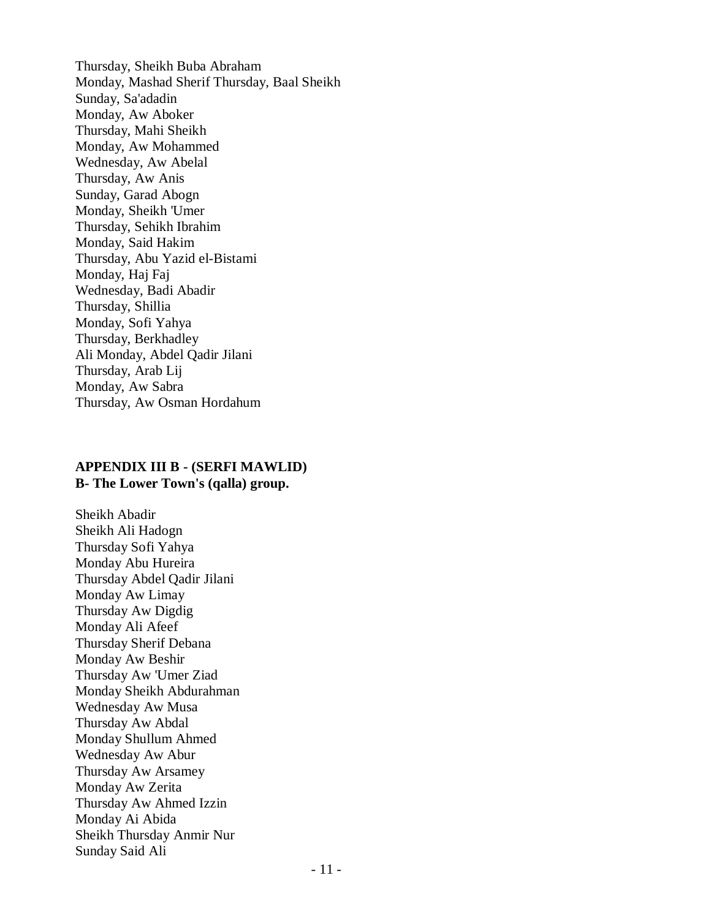Thursday, Sheikh Buba Abraham
Monday, Mashad Sherif Thursday, Baal Sheikh
Sunday, Sa'adadin
Monday, Aw Aboker
Thursday, Mahi Sheikh
Monday, Aw Mohammed
Wednesday, Aw Abelal
Thursday, Aw Anis
Sunday, Garad Abogn
Monday, Sheikh 'Umer
Thursday, Sehikh Ibrahim
Monday, Said Hakim
Thursday, Abu Yazid el-Bistami
Monday, Haj Faj
Wednesday, Badi Abadir
Thursday, Shillia
Monday, Sofi Yahya
Thursday, Berkhadley
Ali Monday, Abdel Qadir Jilani
Thursday, Arab Lij
Monday, Aw Sabra
Thursday, Aw Osman Hordahum

**APPENDIX III B - (SERFI MAWLID)**
**B- The Lower Town's (qalla) group.**

Sheikh Abadir
Sheikh Ali Hadogn
Thursday Sofi Yahya
Monday Abu Hureira
Thursday Abdel Qadir Jilani
Monday Aw Limay
Thursday Aw Digdig
Monday Ali Afeef
Thursday Sherif Debana
Monday Aw Beshir
Thursday Aw 'Umer Ziad
Monday Sheikh Abdurahman
Wednesday Aw Musa
Thursday Aw Abdal
Monday Shullum Ahmed
Wednesday Aw Abur
Thursday Aw Arsamey
Monday Aw Zerita
Thursday Aw Ahmed Izzin
Monday Ai Abida
Sheikh Thursday Anmir Nur
Sunday Said Ali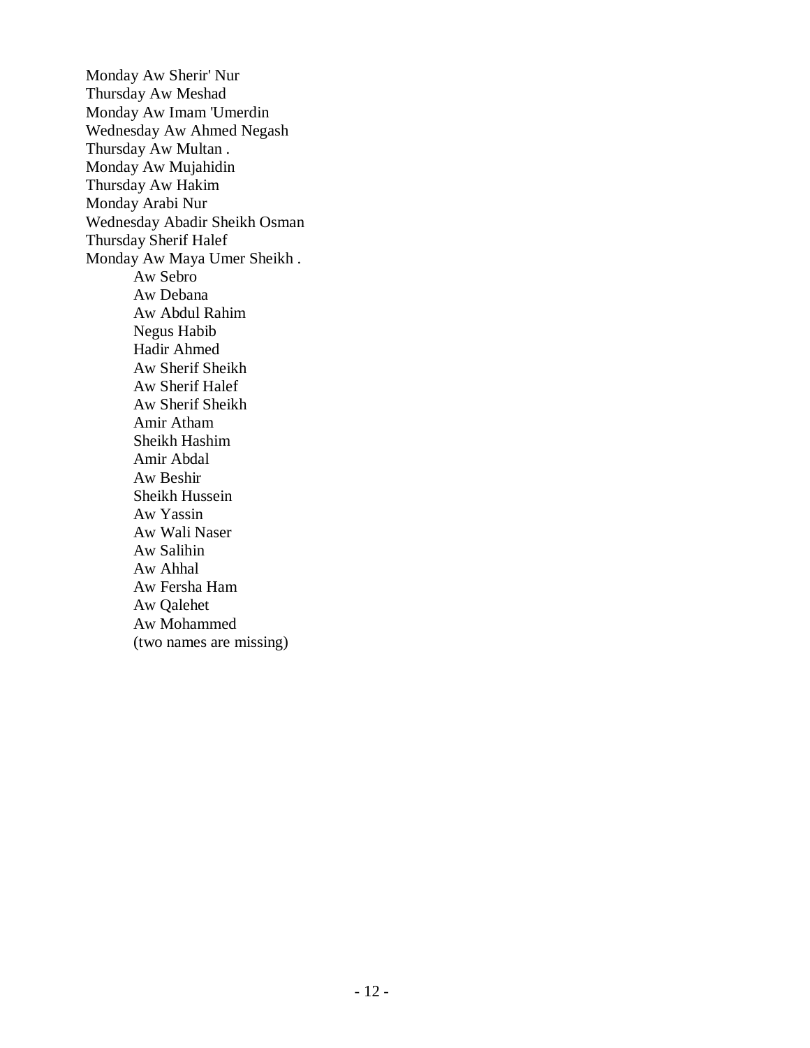Monday Aw Sherir' Nur
Thursday Aw Meshad
Monday Aw Imam 'Umerdin
Wednesday Aw Ahmed Negash
Thursday Aw Multan .
Monday Aw Mujahidin
Thursday Aw Hakim
Monday Arabi Nur
Wednesday Abadir Sheikh Osman
Thursday Sherif Halef
Monday Aw Maya Umer Sheikh .

- Aw Sebro
- Aw Debana
- Aw Abdul Rahim
- Negus Habib
- Hadir Ahmed
- Aw Sherif Sheikh
- Aw Sherif Halef
- Aw Sherif Sheikh
- Amir Atham
- Sheikh Hashim
- Amir Abdal
- Aw Beshir
- Sheikh Hussein
- Aw Yassin
- Aw Wali Naser
- Aw Salihin
- Aw Ahhal
- Aw Fersha Ham
- Aw Qalehet
- Aw Mohammed
- (two names are missing)